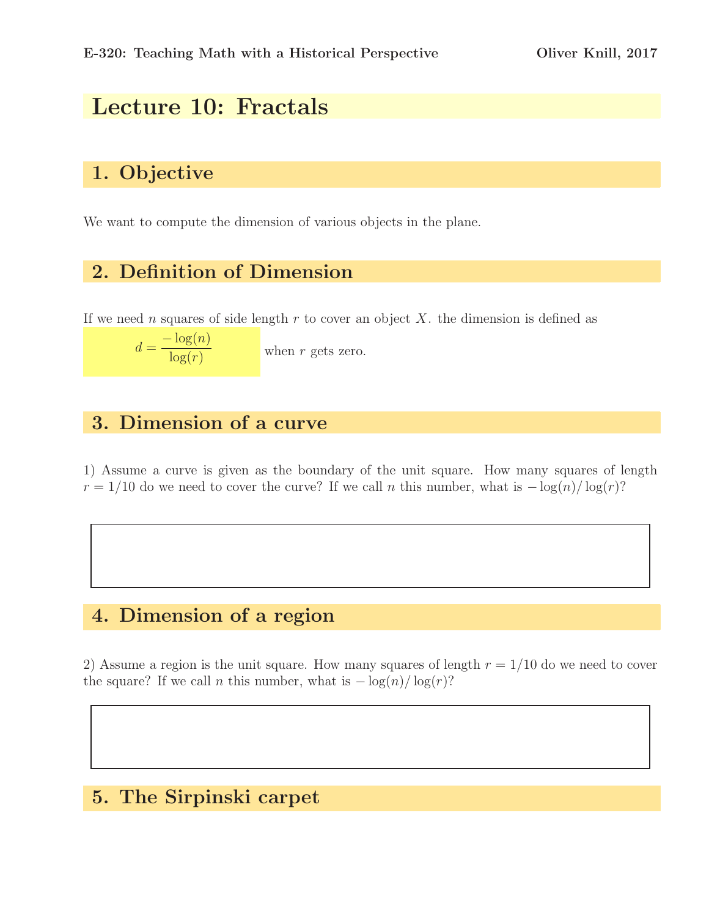E-320: Teaching Math with a Historical Perspective — Oliver Knill, 2017

# Lecture 10: Fractals

## 1. Objective

We want to compute the dimension of various objects in the plane.

## 2. Definition of Dimension

If we need $n$ squares of side length $r$ to cover an object $X$. the dimension is defined as

$$d = \frac{-\log(n)}{\log(r)}$$

when $r$ gets zero.

## 3. Dimension of a curve

1) Assume a curve is given as the boundary of the unit square. How many squares of length $r = 1/10$ do we need to cover the curve? If we call $n$ this number, what is $-\log(n)/\log(r)$?

## 4. Dimension of a region

2) Assume a region is the unit square. How many squares of length $r = 1/10$ do we need to cover the square? If we call $n$ this number, what is $-\log(n)/\log(r)$?

## 5. The Sirpinski carpet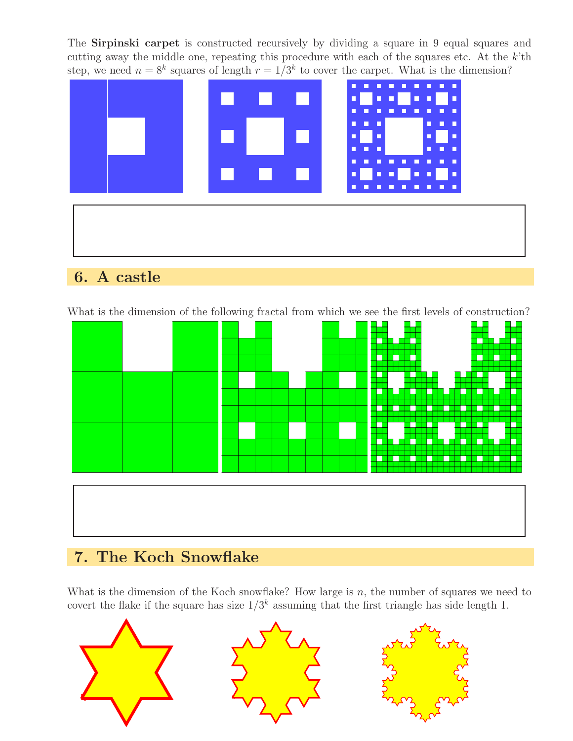The **Sirpinski carpet** is constructed recursively by dividing a square in 9 equal squares and cutting away the middle one, repeating this procedure with each of the squares etc. At the $k$'th step, we need $n = 8^k$ squares of length $r = 1/3^k$ to cover the carpet. What is the dimension?

## 6. A castle

What is the dimension of the following fractal from which we see the first levels of construction?

## 7. The Koch Snowflake

What is the dimension of the Koch snowflake? How large is $n$, the number of squares we need to covert the flake if the square has size $1/3^k$ assuming that the first triangle has side length 1.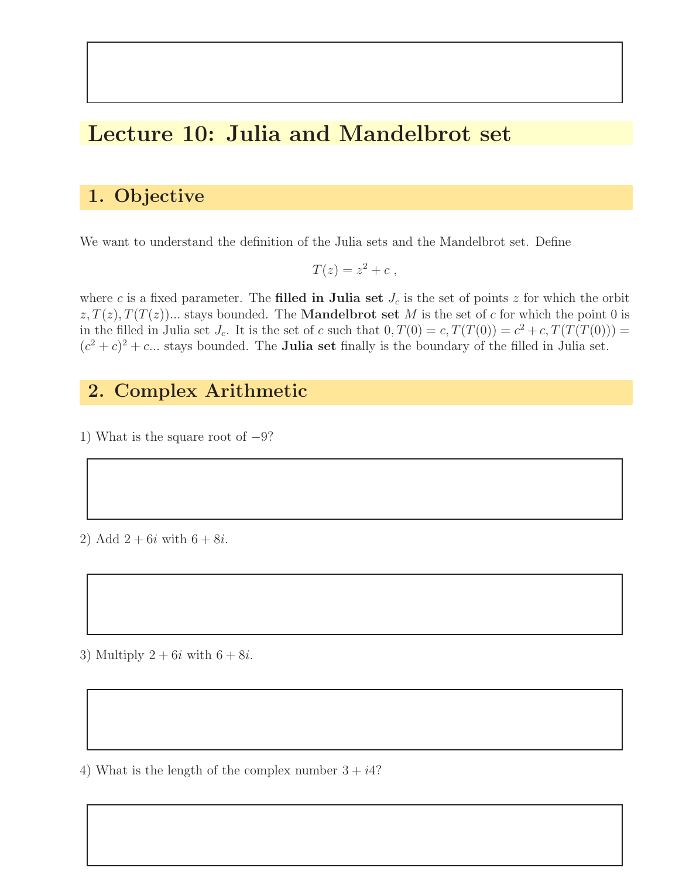# Lecture 10: Julia and Mandelbrot set

## 1. Objective

We want to understand the definition of the Julia sets and the Mandelbrot set. Define

$$T(z) = z^2 + c \ ,$$

where $c$ is a fixed parameter. The **filled in Julia set** $J_c$ is the set of points $z$ for which the orbit $z, T(z), T(T(z))...$ stays bounded. The **Mandelbrot set** $M$ is the set of $c$ for which the point 0 is in the filled in Julia set $J_c$. It is the set of $c$ such that $0, T(0) = c, T(T(0)) = c^2 + c, T(T(T(0))) = (c^2 + c)^2 + c...$ stays bounded. The **Julia set** finally is the boundary of the filled in Julia set.

## 2. Complex Arithmetic

1) What is the square root of $-9$?

2) Add $2 + 6i$ with $6 + 8i$.

3) Multiply $2 + 6i$ with $6 + 8i$.

4) What is the length of the complex number $3 + i4$?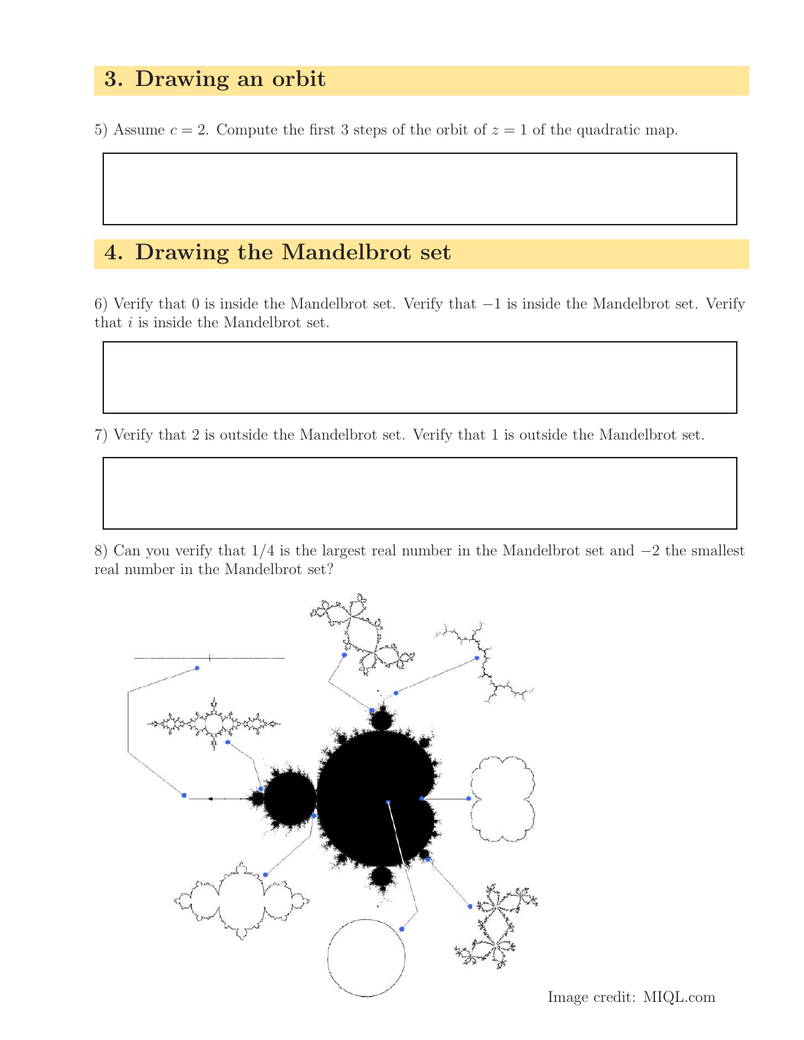## 3. Drawing an orbit

5) Assume $c = 2$. Compute the first 3 steps of the orbit of $z = 1$ of the quadratic map.

## 4. Drawing the Mandelbrot set

6) Verify that 0 is inside the Mandelbrot set. Verify that $-1$ is inside the Mandelbrot set. Verify that $i$ is inside the Mandelbrot set.

7) Verify that 2 is outside the Mandelbrot set. Verify that 1 is outside the Mandelbrot set.

8) Can you verify that $1/4$ is the largest real number in the Mandelbrot set and $-2$ the smallest real number in the Mandelbrot set?

Image credit: MIQL.com